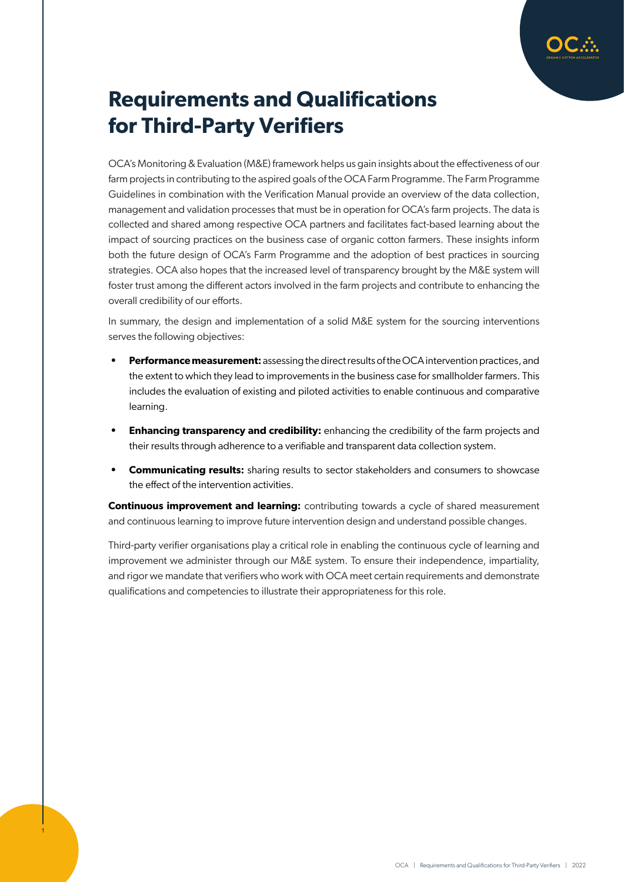# Requirements and Qualifications for Third-Party Verifiers

OCA's Monitoring & Evaluation (M&E) framework helps us gain insights about the effectiveness of our farm projects in contributing to the aspired goals of the OCA Farm Programme. The Farm Programme Guidelines in combination with the Verification Manual provide an overview of the data collection, management and validation processes that must be in operation for OCA's farm projects. The data is collected and shared among respective OCA partners and facilitates fact-based learning about the impact of sourcing practices on the business case of organic cotton farmers. These insights inform both the future design of OCA's Farm Programme and the adoption of best practices in sourcing strategies. OCA also hopes that the increased level of transparency brought by the M&E system will foster trust among the different actors involved in the farm projects and contribute to enhancing the overall credibility of our efforts.

In summary, the design and implementation of a solid M&E system for the sourcing interventions serves the following objectives:

- **Performance measurement:** assessing the direct results of the OCA intervention practices, and the extent to which they lead to improvements in the business case for smallholder farmers. This includes the evaluation of existing and piloted activities to enable continuous and comparative learning.
- **Enhancing transparency and credibility:** enhancing the credibility of the farm projects and their results through adherence to a verifiable and transparent data collection system.
- **Communicating results:** sharing results to sector stakeholders and consumers to showcase the effect of the intervention activities.

**Continuous improvement and learning:** contributing towards a cycle of shared measurement and continuous learning to improve future intervention design and understand possible changes.

Third-party verifier organisations play a critical role in enabling the continuous cycle of learning and improvement we administer through our M&E system. To ensure their independence, impartiality, and rigor we mandate that verifiers who work with OCA meet certain requirements and demonstrate qualifications and competencies to illustrate their appropriateness for this role.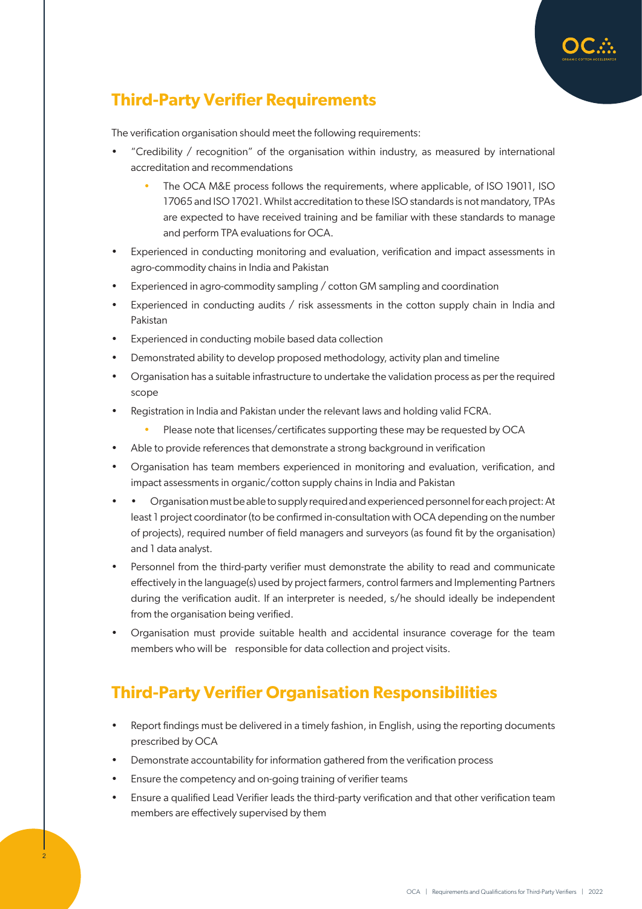## Third-Party Verifier Requirements

The verification organisation should meet the following requirements:

- "Credibility / recognition" of the organisation within industry, as measured by international accreditation and recommendations
    - The OCA M&E process follows the requirements, where applicable, of ISO 19011, ISO 17065 and ISO 17021. Whilst accreditation to these ISO standards is not mandatory, TPAs are expected to have received training and be familiar with these standards to manage and perform TPA evaluations for OCA.
- Experienced in conducting monitoring and evaluation, verification and impact assessments in agro-commodity chains in India and Pakistan
- Experienced in agro-commodity sampling / cotton GM sampling and coordination
- Experienced in conducting audits / risk assessments in the cotton supply chain in India and Pakistan
- Experienced in conducting mobile based data collection
- Demonstrated ability to develop proposed methodology, activity plan and timeline
- Organisation has a suitable infrastructure to undertake the validation process as per the required scope
- Registration in India and Pakistan under the relevant laws and holding valid FCRA.
    - Please note that licenses/certificates supporting these may be requested by OCA
- Able to provide references that demonstrate a strong background in verification
- Organisation has team members experienced in monitoring and evaluation, verification, and impact assessments in organic/cotton supply chains in India and Pakistan
- • Organisation must be able to supply required and experienced personnel for each project: At least 1 project coordinator (to be confirmed in-consultation with OCA depending on the number of projects), required number of field managers and surveyors (as found fit by the organisation) and 1 data analyst.
- Personnel from the third-party verifier must demonstrate the ability to read and communicate effectively in the language(s) used by project farmers, control farmers and Implementing Partners during the verification audit. If an interpreter is needed, s/he should ideally be independent from the organisation being verified.
- Organisation must provide suitable health and accidental insurance coverage for the team members who will be responsible for data collection and project visits.

## Third-Party Verifier Organisation Responsibilities

- Report findings must be delivered in a timely fashion, in English, using the reporting documents prescribed by OCA
- Demonstrate accountability for information gathered from the verification process
- Ensure the competency and on-going training of verifier teams
- Ensure a qualified Lead Verifier leads the third-party verification and that other verification team members are effectively supervised by them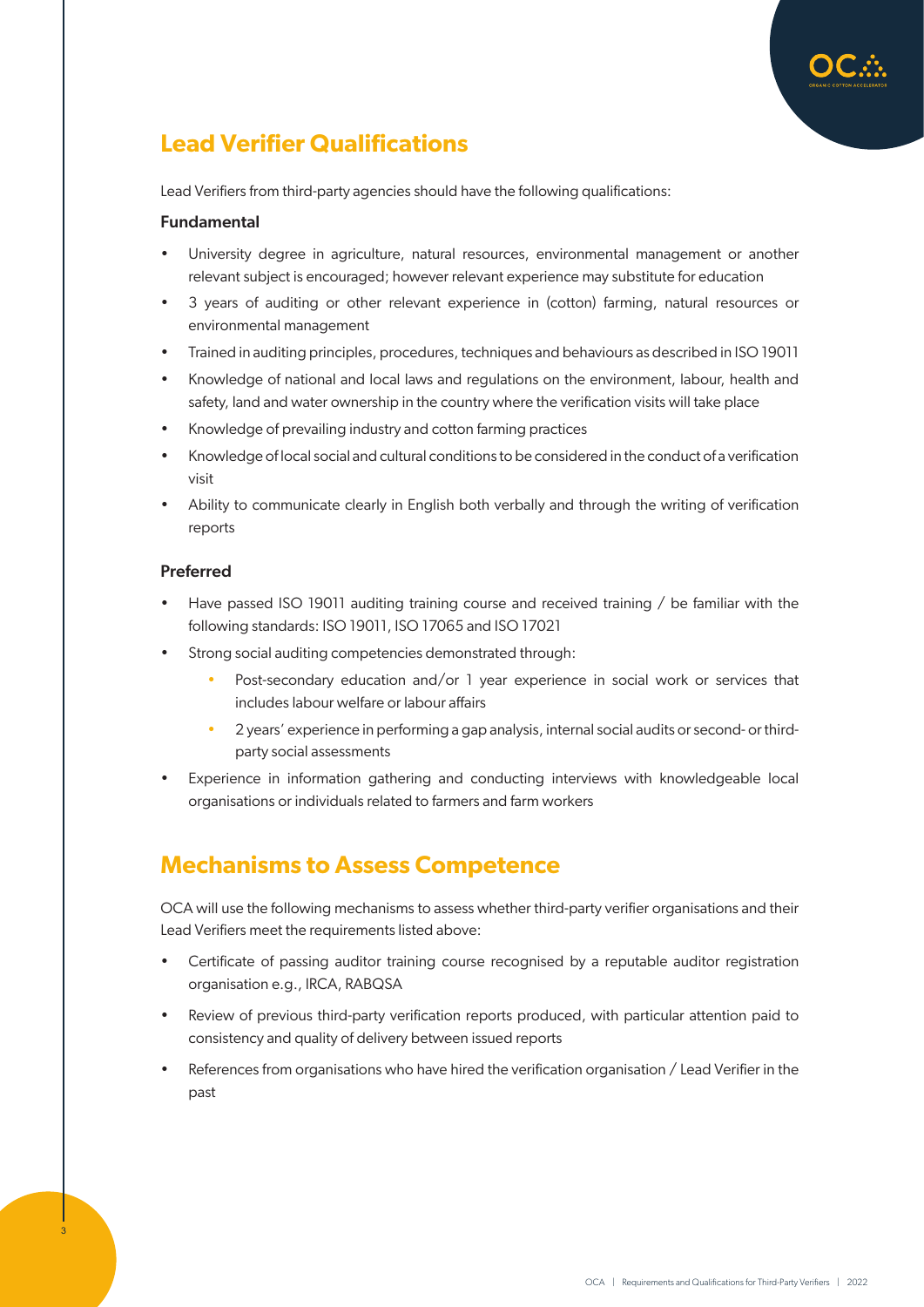## Lead Verifier Qualifications

Lead Verifiers from third-party agencies should have the following qualifications:

### Fundamental

- University degree in agriculture, natural resources, environmental management or another relevant subject is encouraged; however relevant experience may substitute for education
- 3 years of auditing or other relevant experience in (cotton) farming, natural resources or environmental management
- Trained in auditing principles, procedures, techniques and behaviours as described in ISO 19011
- Knowledge of national and local laws and regulations on the environment, labour, health and safety, land and water ownership in the country where the verification visits will take place
- Knowledge of prevailing industry and cotton farming practices
- Knowledge of local social and cultural conditions to be considered in the conduct of a verification visit
- Ability to communicate clearly in English both verbally and through the writing of verification reports

### Preferred

- Have passed ISO 19011 auditing training course and received training / be familiar with the following standards: ISO 19011, ISO 17065 and ISO 17021
- Strong social auditing competencies demonstrated through:
    - Post-secondary education and/or 1 year experience in social work or services that includes labour welfare or labour affairs
    - 2 years' experience in performing a gap analysis, internal social audits or second- or third-party social assessments
- Experience in information gathering and conducting interviews with knowledgeable local organisations or individuals related to farmers and farm workers

## Mechanisms to Assess Competence

OCA will use the following mechanisms to assess whether third-party verifier organisations and their Lead Verifiers meet the requirements listed above:

- Certificate of passing auditor training course recognised by a reputable auditor registration organisation e.g., IRCA, RABQSA
- Review of previous third-party verification reports produced, with particular attention paid to consistency and quality of delivery between issued reports
- References from organisations who have hired the verification organisation / Lead Verifier in the past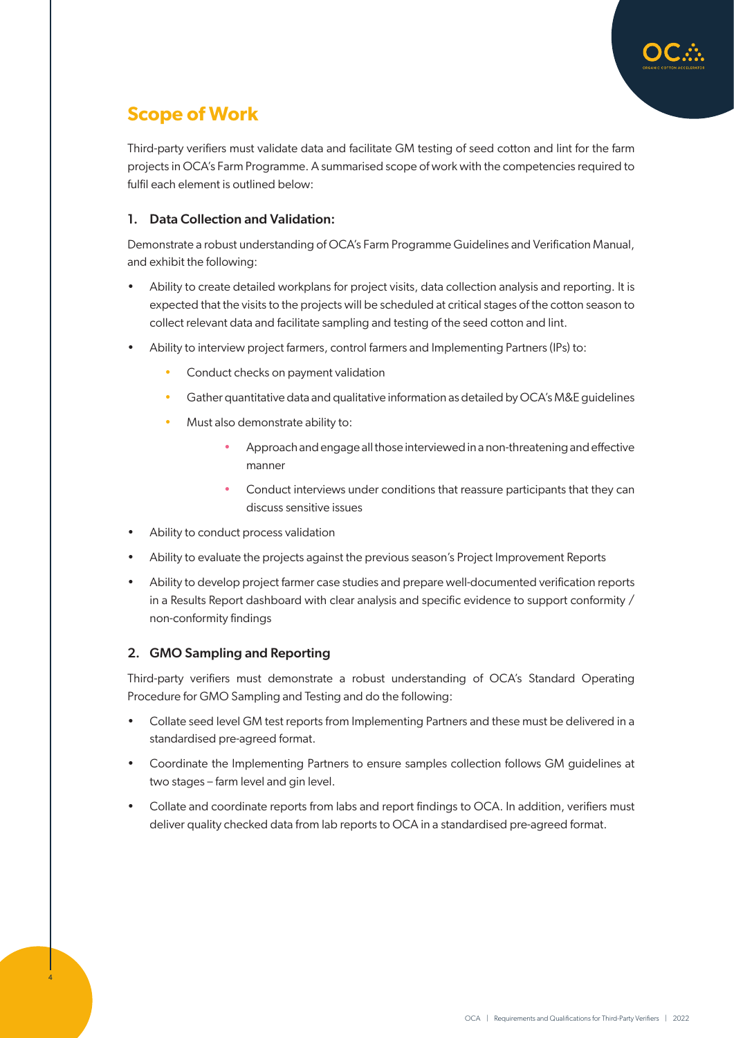## Scope of Work

Third-party verifiers must validate data and facilitate GM testing of seed cotton and lint for the farm projects in OCA's Farm Programme. A summarised scope of work with the competencies required to fulfil each element is outlined below:

### 1. Data Collection and Validation:

Demonstrate a robust understanding of OCA's Farm Programme Guidelines and Verification Manual, and exhibit the following:

- Ability to create detailed workplans for project visits, data collection analysis and reporting. It is expected that the visits to the projects will be scheduled at critical stages of the cotton season to collect relevant data and facilitate sampling and testing of the seed cotton and lint.
- Ability to interview project farmers, control farmers and Implementing Partners (IPs) to:
  - Conduct checks on payment validation
  - Gather quantitative data and qualitative information as detailed by OCA's M&E guidelines
  - Must also demonstrate ability to:
    - Approach and engage all those interviewed in a non-threatening and effective manner
    - Conduct interviews under conditions that reassure participants that they can discuss sensitive issues
- Ability to conduct process validation
- Ability to evaluate the projects against the previous season's Project Improvement Reports
- Ability to develop project farmer case studies and prepare well-documented verification reports in a Results Report dashboard with clear analysis and specific evidence to support conformity / non-conformity findings

### 2. GMO Sampling and Reporting

Third-party verifiers must demonstrate a robust understanding of OCA's Standard Operating Procedure for GMO Sampling and Testing and do the following:

- Collate seed level GM test reports from Implementing Partners and these must be delivered in a standardised pre-agreed format.
- Coordinate the Implementing Partners to ensure samples collection follows GM guidelines at two stages – farm level and gin level.
- Collate and coordinate reports from labs and report findings to OCA. In addition, verifiers must deliver quality checked data from lab reports to OCA in a standardised pre-agreed format.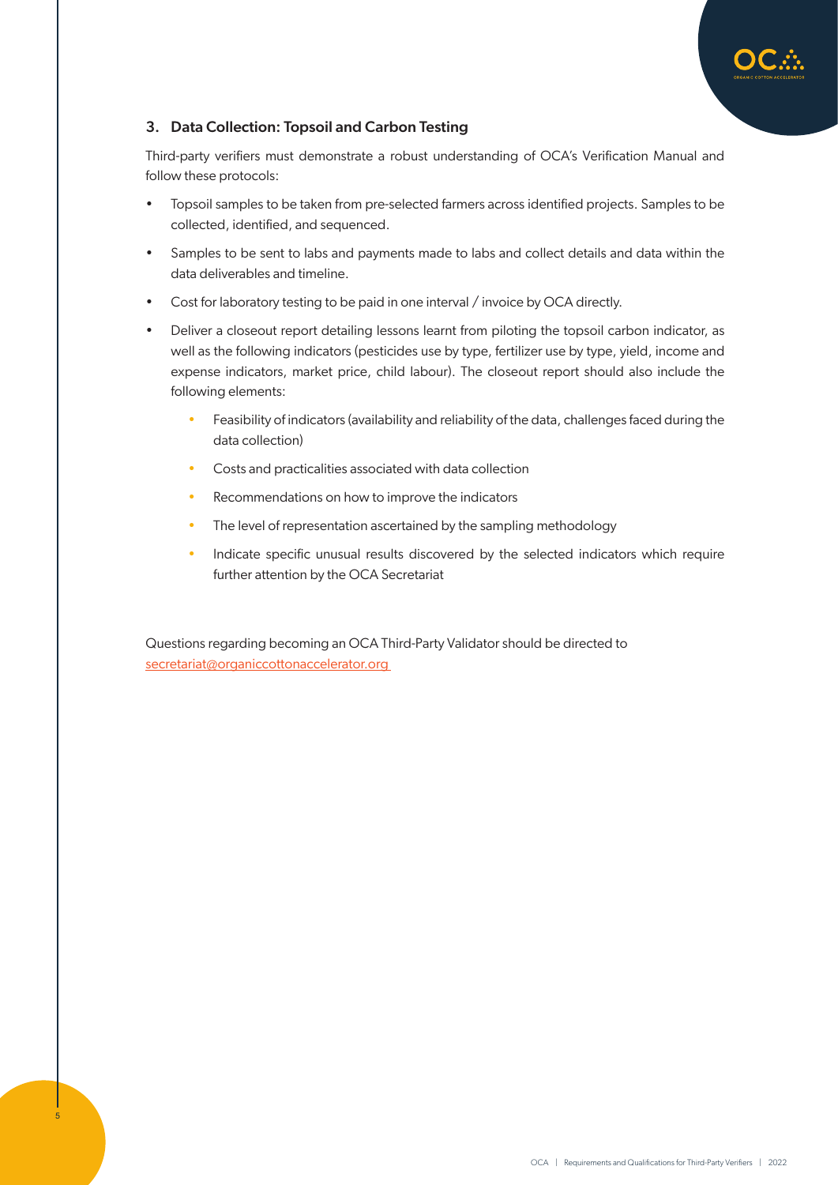## 3. Data Collection: Topsoil and Carbon Testing

Third-party verifiers must demonstrate a robust understanding of OCA's Verification Manual and follow these protocols:

- Topsoil samples to be taken from pre-selected farmers across identified projects. Samples to be collected, identified, and sequenced.
- Samples to be sent to labs and payments made to labs and collect details and data within the data deliverables and timeline.
- Cost for laboratory testing to be paid in one interval / invoice by OCA directly.
- Deliver a closeout report detailing lessons learnt from piloting the topsoil carbon indicator, as well as the following indicators (pesticides use by type, fertilizer use by type, yield, income and expense indicators, market price, child labour). The closeout report should also include the following elements:
  - Feasibility of indicators (availability and reliability of the data, challenges faced during the data collection)
  - Costs and practicalities associated with data collection
  - Recommendations on how to improve the indicators
  - The level of representation ascertained by the sampling methodology
  - Indicate specific unusual results discovered by the selected indicators which require further attention by the OCA Secretariat

Questions regarding becoming an OCA Third-Party Validator should be directed to secretariat@organiccottonaccelerator.org